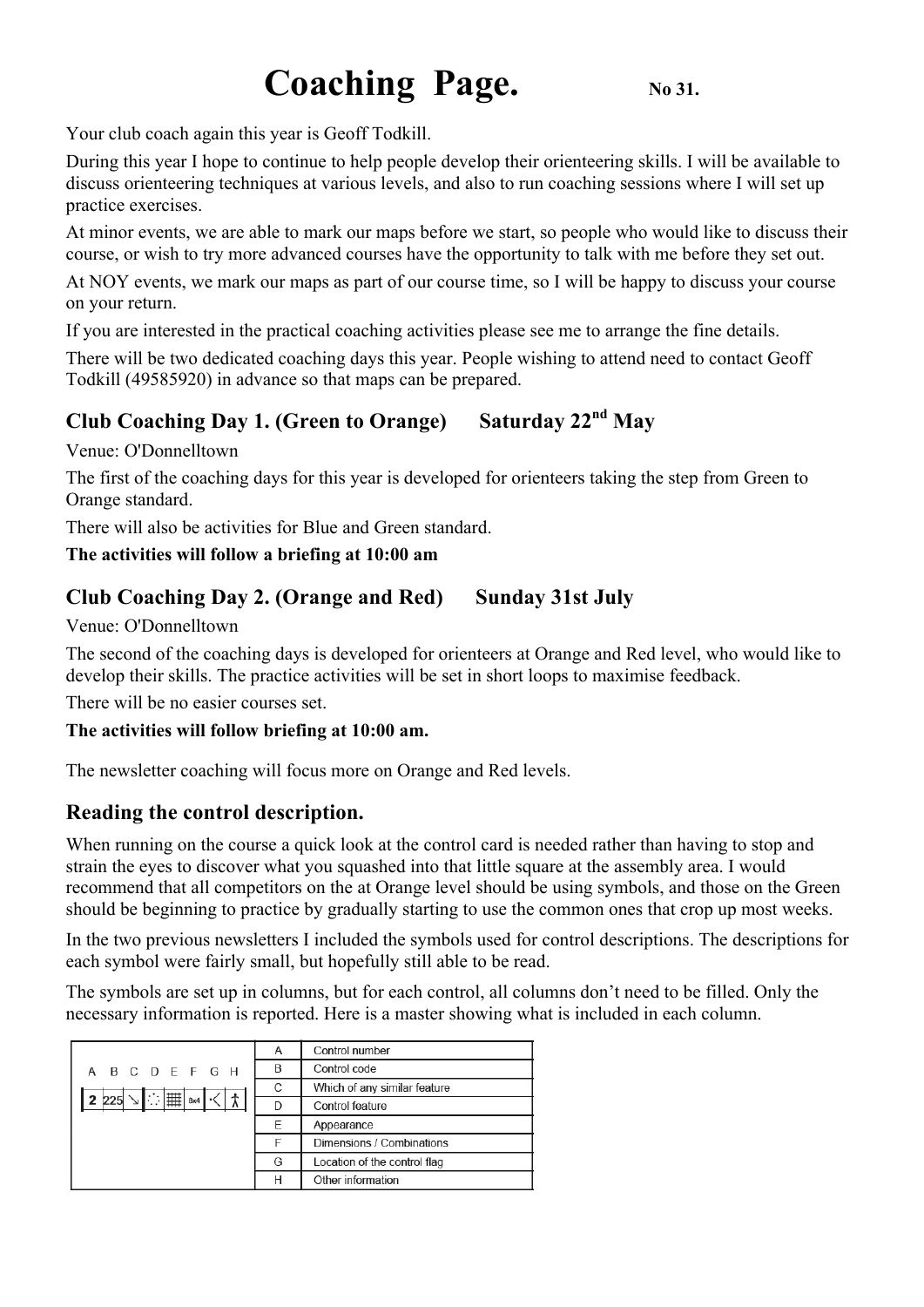# Coaching Page. No 31.

Your club coach again this year is Geoff Todkill.

During this year I hope to continue to help people develop their orienteering skills. I will be available to discuss orienteering techniques at various levels, and also to run coaching sessions where I will set up practice exercises.

At minor events, we are able to mark our maps before we start, so people who would like to discuss their course, or wish to try more advanced courses have the opportunity to talk with me before they set out.

At NOY events, we mark our maps as part of our course time, so I will be happy to discuss your course on your return.

If you are interested in the practical coaching activities please see me to arrange the fine details.

There will be two dedicated coaching days this year. People wishing to attend need to contact Geoff Todkill (49585920) in advance so that maps can be prepared.

## Club Coaching Day 1. (Green to Orange) Saturday 22nd May

Venue: O'Donnelltown

The first of the coaching days for this year is developed for orienteers taking the step from Green to Orange standard.

There will also be activities for Blue and Green standard.

**The activities will follow a briefing at 10:00 am**

## Club Coaching Day 2. (Orange and Red) Sunday 31st July

Venue: O'Donnelltown

The second of the coaching days is developed for orienteers at Orange and Red level, who would like to develop their skills. The practice activities will be set in short loops to maximise feedback.

There will be no easier courses set.

**The activities will follow briefing at 10:00 am.**

The newsletter coaching will focus more on Orange and Red levels.

## Reading the control description.

When running on the course a quick look at the control card is needed rather than having to stop and strain the eyes to discover what you squashed into that little square at the assembly area. I would recommend that all competitors on the at Orange level should be using symbols, and those on the Green should be beginning to practice by gradually starting to use the common ones that crop up most weeks.

In the two previous newsletters I included the symbols used for control descriptions. The descriptions for each symbol were fairly small, but hopefully still able to be read.

The symbols are set up in columns, but for each control, all columns don't need to be filled. Only the necessary information is reported. Here is a master showing what is included in each column.

| A | B | C | D | E | F | G | H |
|---|---|---|---|---|---|---|---|
| 2 | 225 | ↘ | ⁘ | ▦ | 8x4 | ·< | 🚶 |

| | |
|---|---|
| A | Control number |
| B | Control code |
| C | Which of any similar feature |
| D | Control feature |
| E | Appearance |
| F | Dimensions / Combinations |
| G | Location of the control flag |
| H | Other information |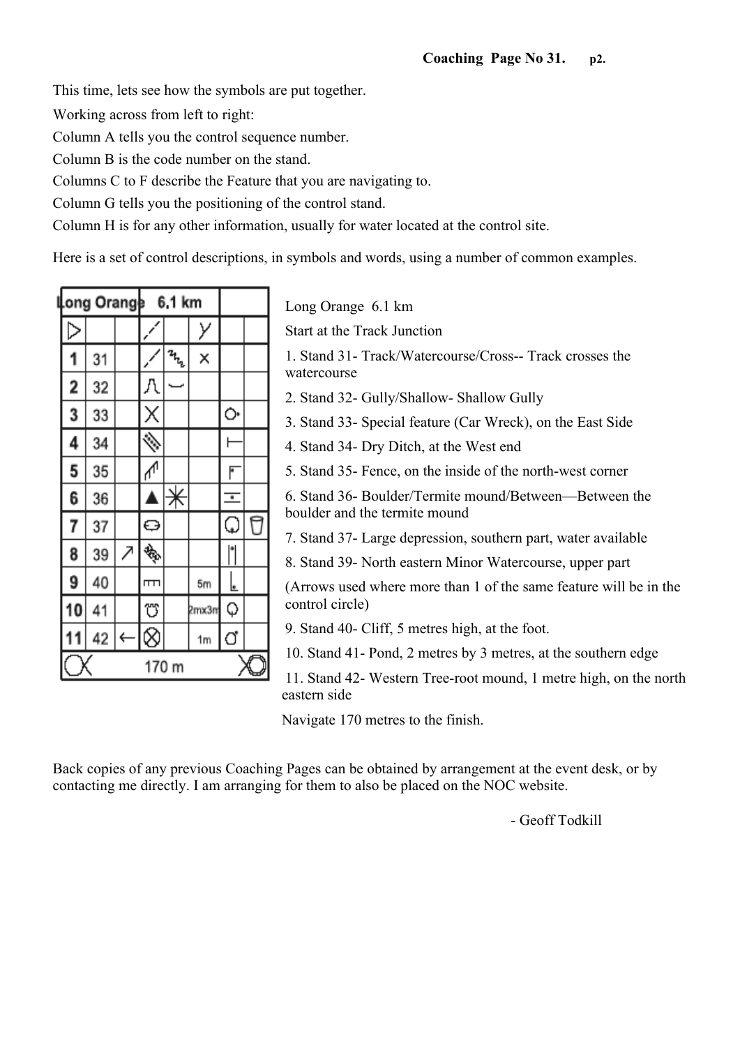**Coaching Page No 31.** **p2.**

This time, lets see how the symbols are put together.

Working across from left to right:

Column A tells you the control sequence number.

Column B is the code number on the stand.

Columns C to F describe the Feature that you are navigating to.

Column G tells you the positioning of the control stand.

Column H is for any other information, usually for water located at the control site.

Here is a set of control descriptions, in symbols and words, using a number of common examples.

| Long Orange | | | 6,1 km | | | | |
|---|---|---|---|---|---|---|---|
| ▷ | | | ⁄ | | Y | | |
| 1 | 31 | | ⁄ | ≈ | × | | |
| 2 | 32 | | Λ | ⌣ | | | |
| 3 | 33 | | X | | | ○· | |
| 4 | 34 | | ⧅ | | | ⊢ | |
| 5 | 35 | | ⫽ | | | ⌐ | |
| 6 | 36 | | ▲ | ✳ | | ⊥ | |
| 7 | 37 | | ⊖ | | | ○ | ⊔ |
| 8 | 39 | ↗ | ⧅ | | | ¦ | |
| 9 | 40 | | ⊓⊓⊓ | | 5m | ˪ | |
| 10 | 41 | | ⊙ | | 2mx3m | ○ | |
| 11 | 42 | ← | ⊗ | | 1m | ○ | |
| ○X | | | 170 m | | | X○ | |

Long Orange 6.1 km

Start at the Track Junction

1. Stand 31- Track/Watercourse/Cross-- Track crosses the watercourse
2. Stand 32- Gully/Shallow- Shallow Gully
3. Stand 33- Special feature (Car Wreck), on the East Side
4. Stand 34- Dry Ditch, at the West end
5. Stand 35- Fence, on the inside of the north-west corner
6. Stand 36- Boulder/Termite mound/Between—Between the boulder and the termite mound
7. Stand 37- Large depression, southern part, water available
8. Stand 39- North eastern Minor Watercourse, upper part

(Arrows used where more than 1 of the same feature will be in the control circle)

9. Stand 40- Cliff, 5 metres high, at the foot.
10. Stand 41- Pond, 2 metres by 3 metres, at the southern edge
11. Stand 42- Western Tree-root mound, 1 metre high, on the north eastern side

Navigate 170 metres to the finish.

Back copies of any previous Coaching Pages can be obtained by arrangement at the event desk, or by contacting me directly. I am arranging for them to also be placed on the NOC website.

- Geoff Todkill